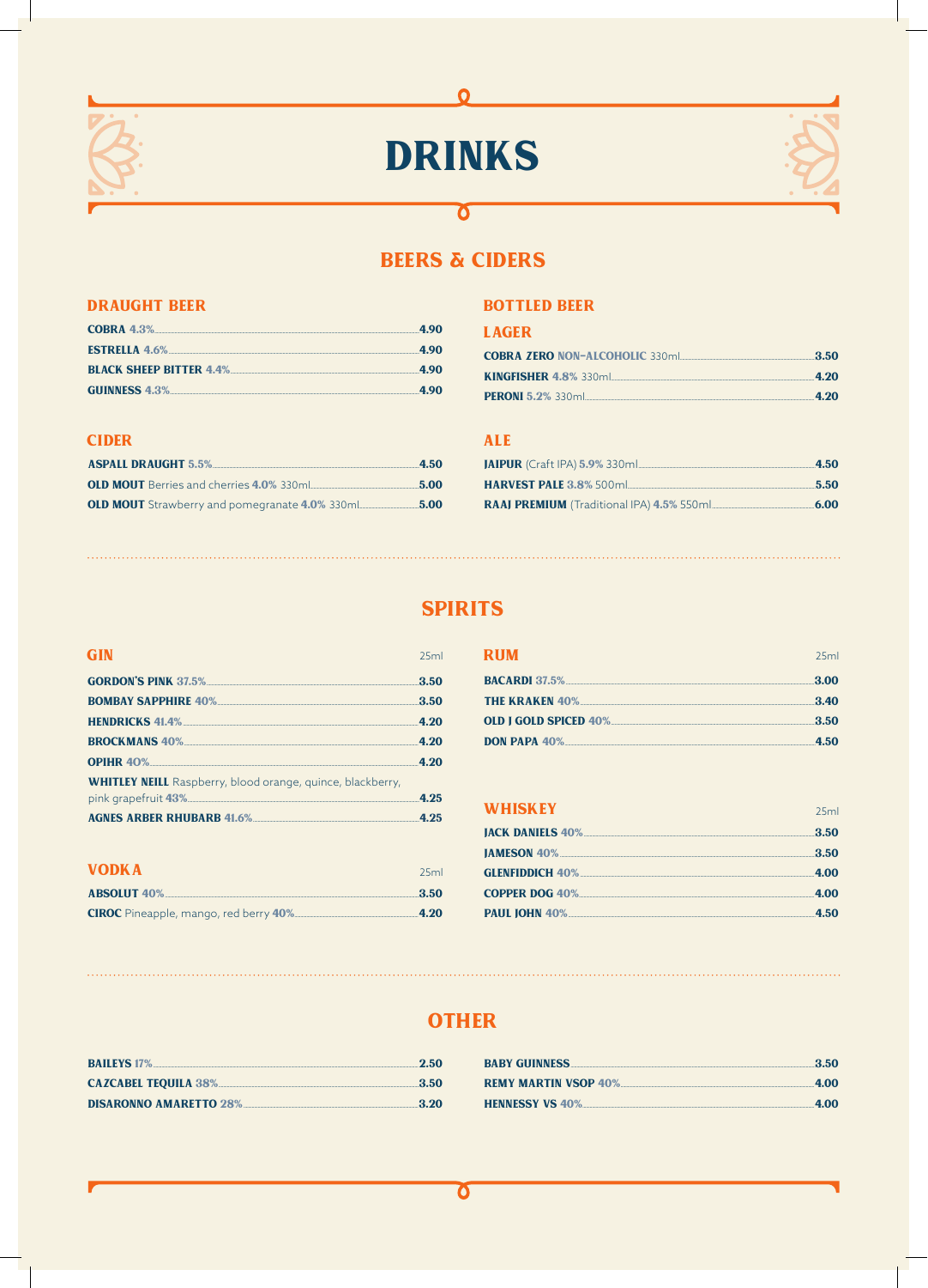# DRINKS

## BEERS & CIDERS

### DRAUGHT BEER

| | |
|---|---|
| **COBRA** 4.3% | 4.90 |
| **ESTRELLA** 4.6% | 4.90 |
| **BLACK SHEEP BITTER** 4.4% | 4.90 |
| **GUINNESS** 4.3% | 4.90 |

### CIDER

| | |
|---|---|
| **ASPALL DRAUGHT** 5.5% | 4.50 |
| **OLD MOUT** Berries and cherries 4.0% 330ml | 5.00 |
| **OLD MOUT** Strawberry and pomegranate 4.0% 330ml | 5.00 |

### BOTTLED BEER

#### LAGER

| | |
|---|---|
| **COBRA ZERO** NON-ALCOHOLIC 330ml | 3.50 |
| **KINGFISHER** 4.8% 330ml | 4.20 |
| **PERONI** 5.2% 330ml | 4.20 |

#### ALE

| | |
|---|---|
| **JAIPUR** (Craft IPA) 5.9% 330ml | 4.50 |
| **HARVEST PALE** 3.8% 500ml | 5.50 |
| **RAAJ PREMIUM** (Traditional IPA) 4.5% 550ml | 6.00 |

## SPIRITS

### GIN

| | 25ml |
|---|---|
| **GORDON'S PINK** 37.5% | 3.50 |
| **BOMBAY SAPPHIRE** 40% | 3.50 |
| **HENDRICKS** 41.4% | 4.20 |
| **BROCKMANS** 40% | 4.20 |
| **OPIHR** 40% | 4.20 |
| **WHITLEY NEILL** Raspberry, blood orange, quince, blackberry, pink grapefruit 43% | 4.25 |
| **AGNES ARBER RHUBARB** 41.6% | 4.25 |

### VODKA

| | 25ml |
|---|---|
| **ABSOLUT** 40% | 3.50 |
| **CIROC** Pineapple, mango, red berry 40% | 4.20 |

### RUM

| | 25ml |
|---|---|
| **BACARDI** 37.5% | 3.00 |
| **THE KRAKEN** 40% | 3.40 |
| **OLD J GOLD SPICED** 40% | 3.50 |
| **DON PAPA** 40% | 4.50 |

### WHISKEY

| | 25ml |
|---|---|
| **JACK DANIELS** 40% | 3.50 |
| **JAMESON** 40% | 3.50 |
| **GLENFIDDICH** 40% | 4.00 |
| **COPPER DOG** 40% | 4.00 |
| **PAUL JOHN** 40% | 4.50 |

## OTHER

| | |
|---|---|
| **BAILEYS** 17% | 2.50 |
| **CAZCABEL TEQUILA** 38% | 3.50 |
| **DISARONNO AMARETTO** 28% | 3.20 |
| **BABY GUINNESS** | 3.50 |
| **REMY MARTIN VSOP** 40% | 4.00 |
| **HENNESSY VS** 40% | 4.00 |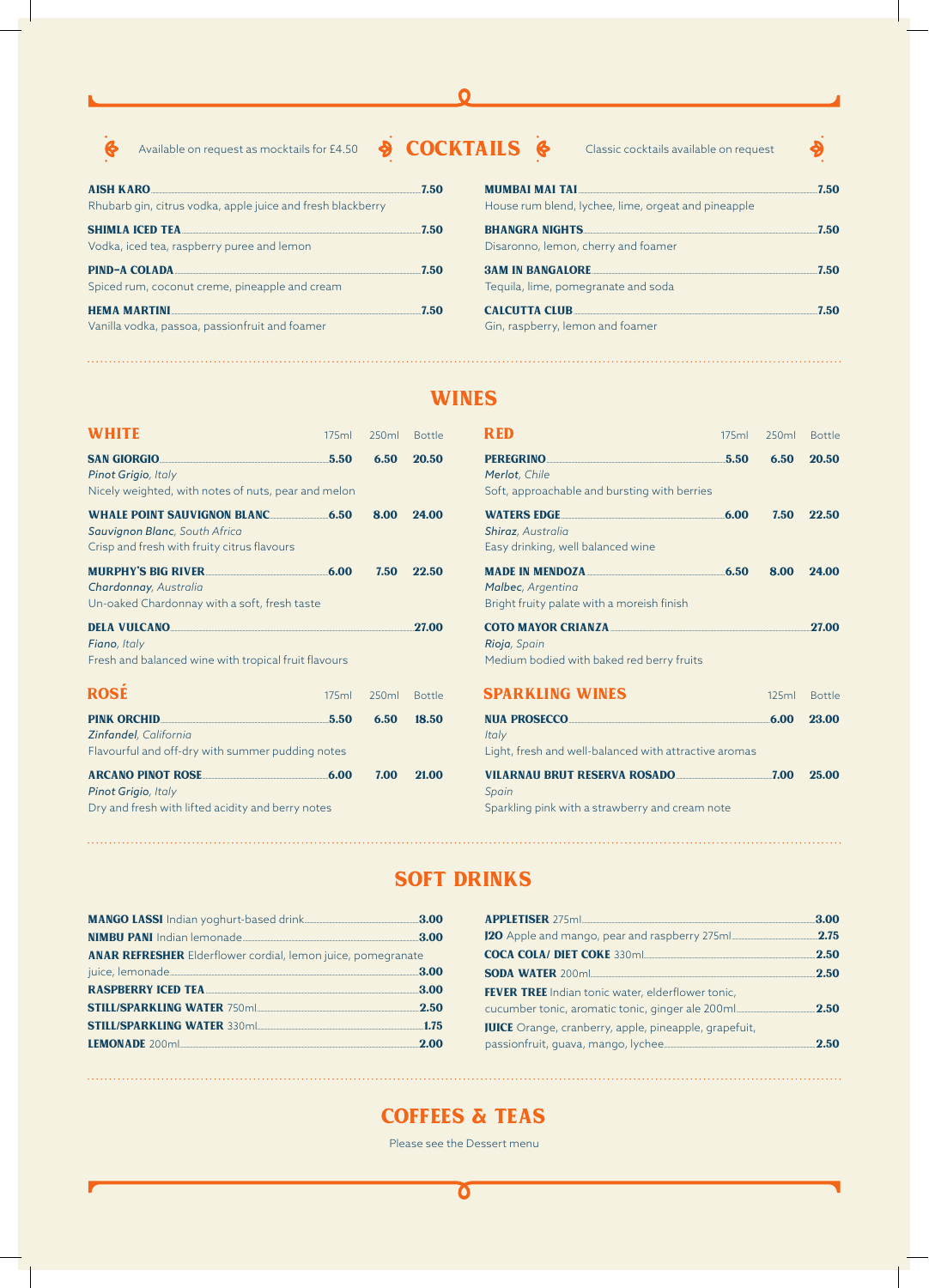Available on request as mocktails for £4.50

## COCKTAILS

Classic cocktails available on request

**AISH KARO** 7.50
Rhubarb gin, citrus vodka, apple juice and fresh blackberry

**SHIMLA ICED TEA** 7.50
Vodka, iced tea, raspberry puree and lemon

**PIND-A COLADA** 7.50
Spiced rum, coconut creme, pineapple and cream

**HEMA MARTINI** 7.50
Vanilla vodka, passoa, passionfruit and foamer

**MUMBAI MAI TAI** 7.50
House rum blend, lychee, lime, orgeat and pineapple

**BHANGRA NIGHTS** 7.50
Disaronno, lemon, cherry and foamer

**3AM IN BANGALORE** 7.50
Tequila, lime, pomegranate and soda

**CALCUTTA CLUB** 7.50
Gin, raspberry, lemon and foamer

## WINES

### WHITE

| | 175ml | 250ml | Bottle |
|---|---|---|---|
| **SAN GIORGIO**<br>*Pinot Grigio, Italy*<br>Nicely weighted, with notes of nuts, pear and melon | 5.50 | 6.50 | 20.50 |
| **WHALE POINT SAUVIGNON BLANC**<br>*Sauvignon Blanc, South Africa*<br>Crisp and fresh with fruity citrus flavours | 6.50 | 8.00 | 24.00 |
| **MURPHY'S BIG RIVER**<br>*Chardonnay, Australia*<br>Un-oaked Chardonnay with a soft, fresh taste | 6.00 | 7.50 | 22.50 |
| **DELA VULCANO**<br>*Fiano, Italy*<br>Fresh and balanced wine with tropical fruit flavours | | | 27.00 |

### ROSÉ

| | 175ml | 250ml | Bottle |
|---|---|---|---|
| **PINK ORCHID**<br>*Zinfandel, California*<br>Flavourful and off-dry with summer pudding notes | 5.50 | 6.50 | 18.50 |
| **ARCANO PINOT ROSE**<br>*Pinot Grigio, Italy*<br>Dry and fresh with lifted acidity and berry notes | 6.00 | 7.00 | 21.00 |

### RED

| | 175ml | 250ml | Bottle |
|---|---|---|---|
| **PEREGRINO**<br>*Merlot, Chile*<br>Soft, approachable and bursting with berries | 5.50 | 6.50 | 20.50 |
| **WATERS EDGE**<br>*Shiraz, Australia*<br>Easy drinking, well balanced wine | 6.00 | 7.50 | 22.50 |
| **MADE IN MENDOZA**<br>*Malbec, Argentina*<br>Bright fruity palate with a moreish finish | 6.50 | 8.00 | 24.00 |
| **COTO MAYOR CRIANZA**<br>*Rioja, Spain*<br>Medium bodied with baked red berry fruits | | | 27.00 |

### SPARKLING WINES

| | 125ml | Bottle |
|---|---|---|
| **NUA PROSECCO**<br>*Italy*<br>Light, fresh and well-balanced with attractive aromas | 6.00 | 23.00 |
| **VILARNAU BRUT RESERVA ROSADO**<br>*Spain*<br>Sparkling pink with a strawberry and cream note | 7.00 | 25.00 |

## SOFT DRINKS

**MANGO LASSI** Indian yoghurt-based drink 3.00
**NIMBU PANI** Indian lemonade 3.00
**ANAR REFRESHER** Elderflower cordial, lemon juice, pomegranate juice, lemonade 3.00
**RASPBERRY ICED TEA** 3.00
**STILL/SPARKLING WATER** 750ml 2.50
**STILL/SPARKLING WATER** 330ml 1.75
**LEMONADE** 200ml 2.00

**APPLETISER** 275ml 3.00
**J2O** Apple and mango, pear and raspberry 275ml 2.75
**COCA COLA/ DIET COKE** 330ml 2.50
**SODA WATER** 200ml 2.50
**FEVER TREE** Indian tonic water, elderflower tonic, cucumber tonic, aromatic tonic, ginger ale 200ml 2.50
**JUICE** Orange, cranberry, apple, pineapple, grapefuit, passionfruit, guava, mango, lychee 2.50

## COFFEES & TEAS

Please see the Dessert menu